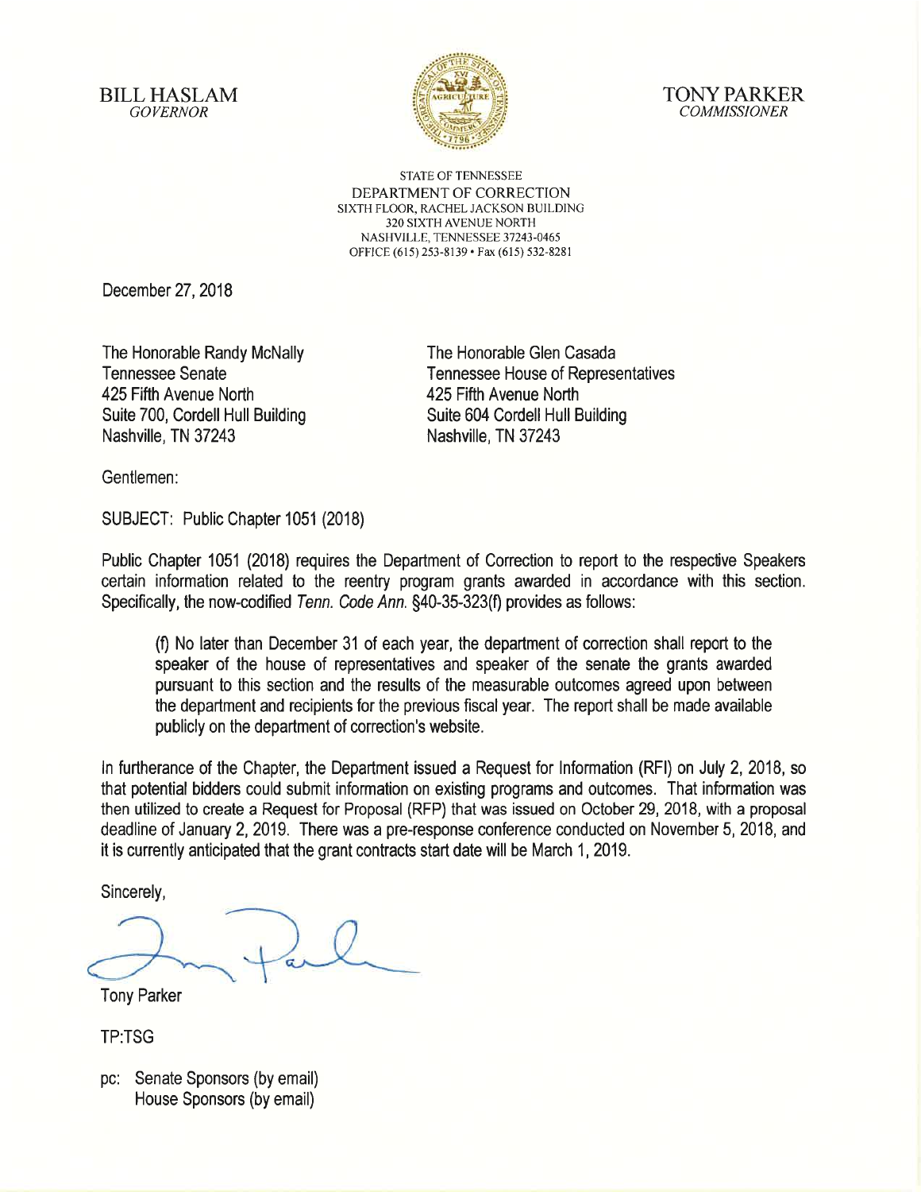BILL HASLAM
*GOVERNOR*

TONY PARKER
*COMMISSIONER*

STATE OF TENNESSEE
DEPARTMENT OF CORRECTION
SIXTH FLOOR, RACHEL JACKSON BUILDING
320 SIXTH AVENUE NORTH
NASHVILLE, TENNESSEE 37243-0465
OFFICE (615) 253-8139 • Fax (615) 532-8281

December 27, 2018

The Honorable Randy McNally
Tennessee Senate
425 Fifth Avenue North
Suite 700, Cordell Hull Building
Nashville, TN 37243

The Honorable Glen Casada
Tennessee House of Representatives
425 Fifth Avenue North
Suite 604 Cordell Hull Building
Nashville, TN 37243

Gentlemen:

SUBJECT: Public Chapter 1051 (2018)

Public Chapter 1051 (2018) requires the Department of Correction to report to the respective Speakers certain information related to the reentry program grants awarded in accordance with this section. Specifically, the now-codified *Tenn. Code Ann.* §40-35-323(f) provides as follows:

> (f) No later than December 31 of each year, the department of correction shall report to the speaker of the house of representatives and speaker of the senate the grants awarded pursuant to this section and the results of the measurable outcomes agreed upon between the department and recipients for the previous fiscal year. The report shall be made available publicly on the department of correction's website.

In furtherance of the Chapter, the Department issued a Request for Information (RFI) on July 2, 2018, so that potential bidders could submit information on existing programs and outcomes. That information was then utilized to create a Request for Proposal (RFP) that was issued on October 29, 2018, with a proposal deadline of January 2, 2019. There was a pre-response conference conducted on November 5, 2018, and it is currently anticipated that the grant contracts start date will be March 1, 2019.

Sincerely,

Tony Parker

TP:TSG

pc: Senate Sponsors (by email)
House Sponsors (by email)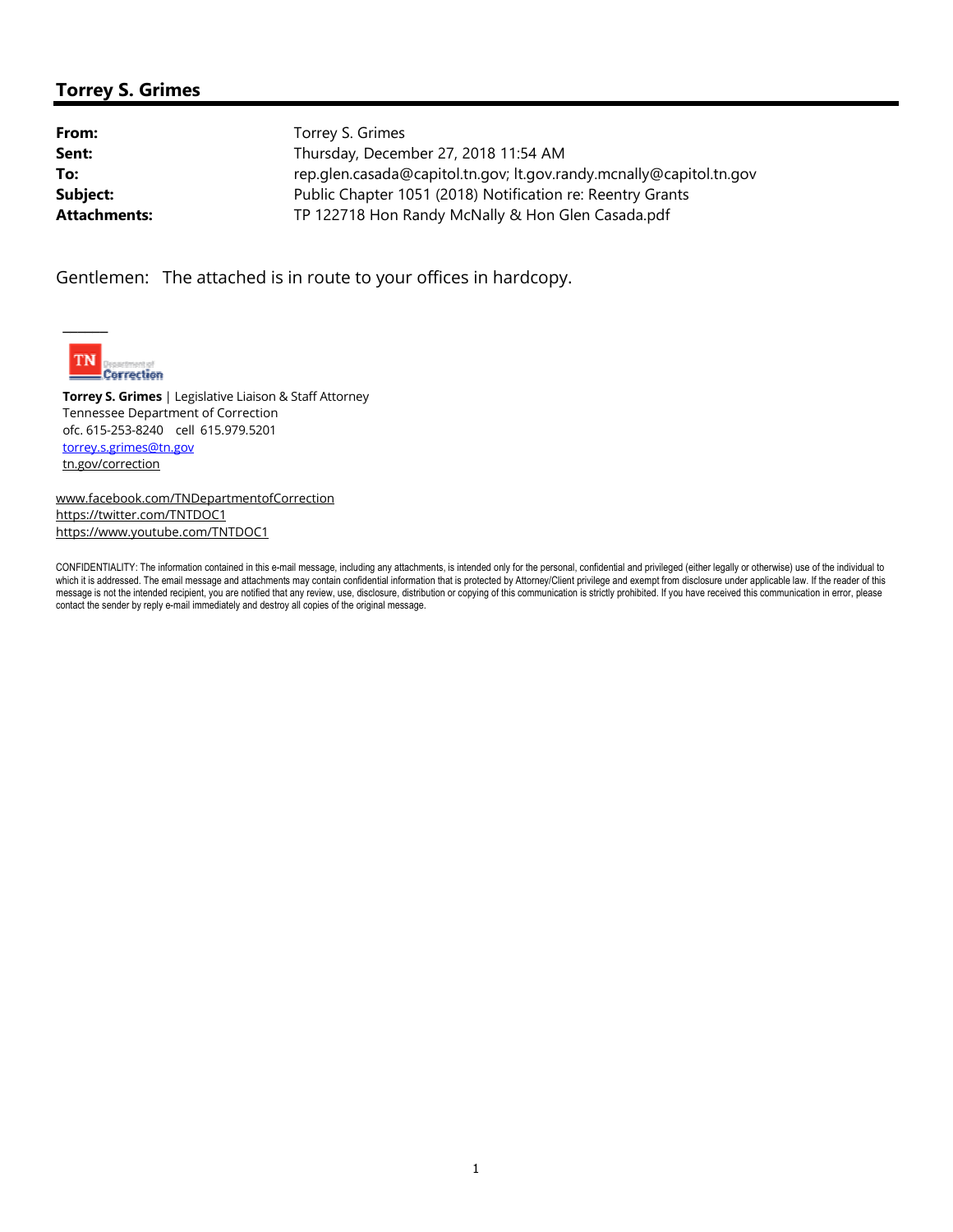## Torrey S. Grimes

| | |
|---|---|
| **From:** | Torrey S. Grimes |
| **Sent:** | Thursday, December 27, 2018 11:54 AM |
| **To:** | rep.glen.casada@capitol.tn.gov; lt.gov.randy.mcnally@capitol.tn.gov |
| **Subject:** | Public Chapter 1051 (2018) Notification re: Reentry Grants |
| **Attachments:** | TP 122718 Hon Randy McNally & Hon Glen Casada.pdf |

Gentlemen: The attached is in route to your offices in hardcopy.

______

TN Department of Correction

**Torrey S. Grimes** | Legislative Liaison & Staff Attorney
Tennessee Department of Correction
ofc. 615-253-8240 cell 615.979.5201
torrey.s.grimes@tn.gov
tn.gov/correction

www.facebook.com/TNDepartmentofCorrection
https://twitter.com/TNTDOC1
https://www.youtube.com/TNTDOC1

CONFIDENTIALITY: The information contained in this e-mail message, including any attachments, is intended only for the personal, confidential and privileged (either legally or otherwise) use of the individual to which it is addressed. The email message and attachments may contain confidential information that is protected by Attorney/Client privilege and exempt from disclosure under applicable law. If the reader of this message is not the intended recipient, you are notified that any review, use, disclosure, distribution or copying of this communication is strictly prohibited. If you have received this communication in error, please contact the sender by reply e-mail immediately and destroy all copies of the original message.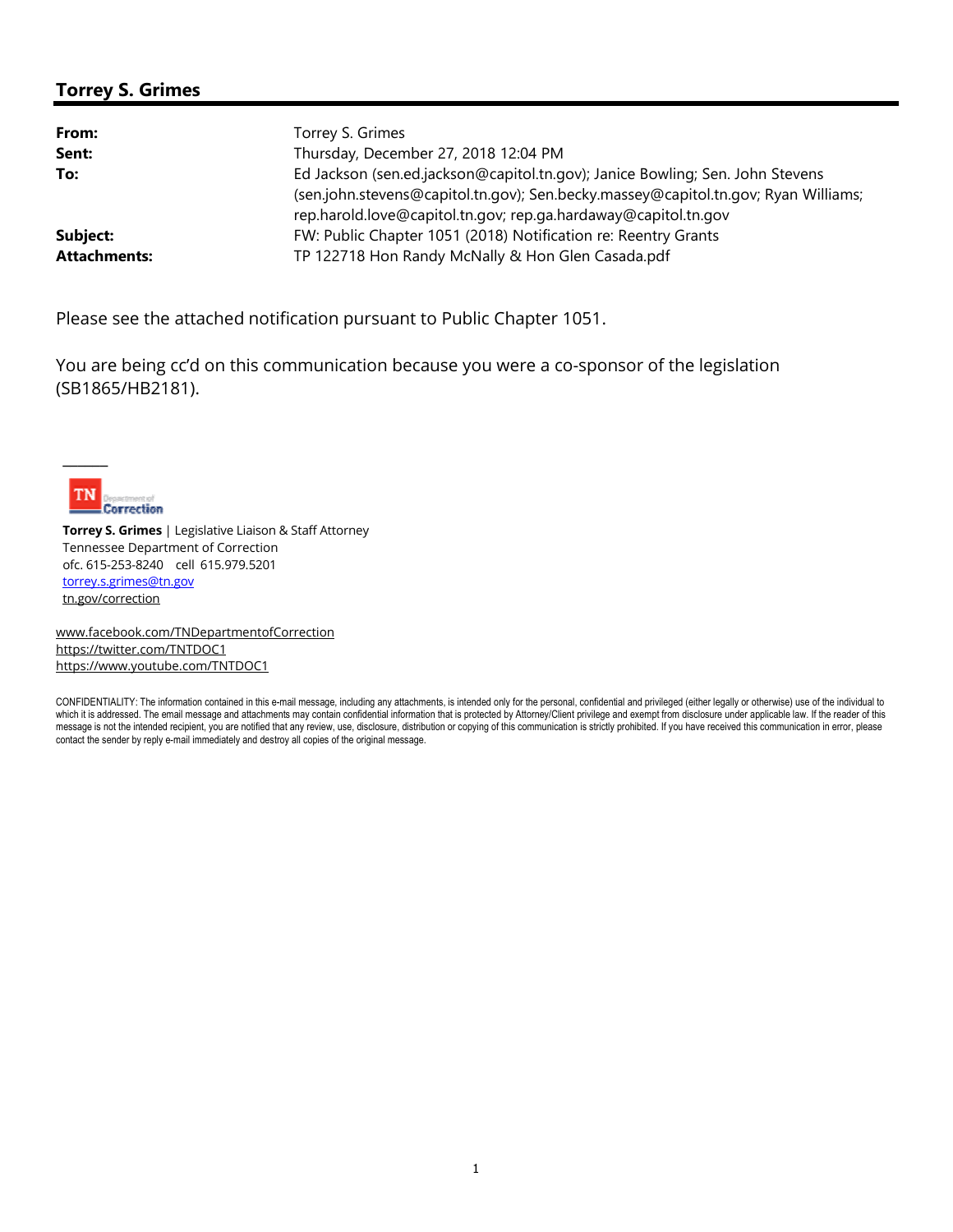## Torrey S. Grimes

| | |
|---|---|
| **From:** | Torrey S. Grimes |
| **Sent:** | Thursday, December 27, 2018 12:04 PM |
| **To:** | Ed Jackson (sen.ed.jackson@capitol.tn.gov); Janice Bowling; Sen. John Stevens (sen.john.stevens@capitol.tn.gov); Sen.becky.massey@capitol.tn.gov; Ryan Williams; rep.harold.love@capitol.tn.gov; rep.ga.hardaway@capitol.tn.gov |
| **Subject:** | FW: Public Chapter 1051 (2018) Notification re: Reentry Grants |
| **Attachments:** | TP 122718 Hon Randy McNally & Hon Glen Casada.pdf |

Please see the attached notification pursuant to Public Chapter 1051.

You are being cc'd on this communication because you were a co-sponsor of the legislation (SB1865/HB2181).

**Torrey S. Grimes** | Legislative Liaison & Staff Attorney
Tennessee Department of Correction
ofc. 615-253-8240 cell 615.979.5201
torrey.s.grimes@tn.gov
tn.gov/correction

www.facebook.com/TNDepartmentofCorrection
https://twitter.com/TNTDOC1
https://www.youtube.com/TNTDOC1

CONFIDENTIALITY: The information contained in this e-mail message, including any attachments, is intended only for the personal, confidential and privileged (either legally or otherwise) use of the individual to which it is addressed. The email message and attachments may contain confidential information that is protected by Attorney/Client privilege and exempt from disclosure under applicable law. If the reader of this message is not the intended recipient, you are notified that any review, use, disclosure, distribution or copying of this communication is strictly prohibited. If you have received this communication in error, please contact the sender by reply e-mail immediately and destroy all copies of the original message.